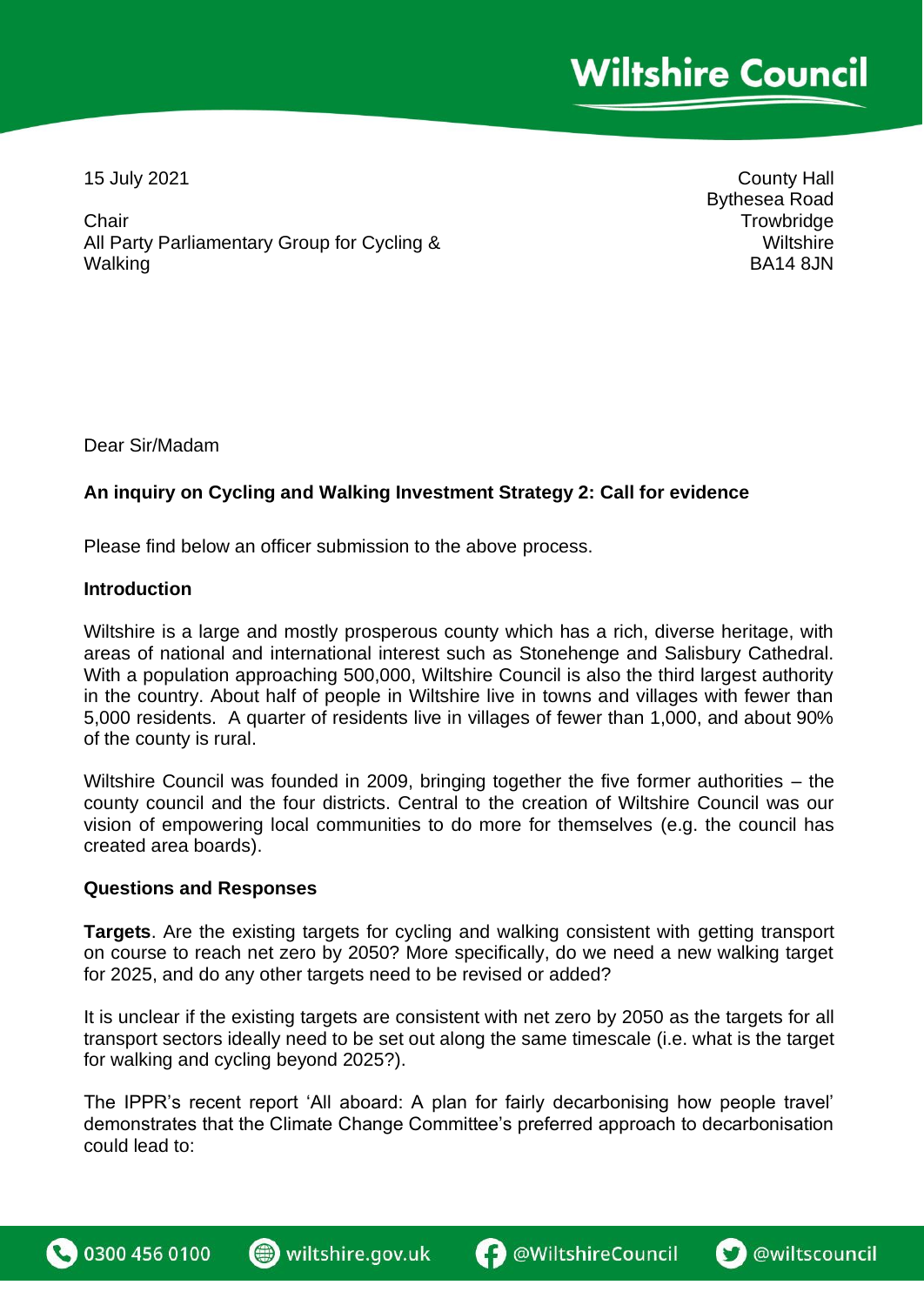Wiltshire Council

15 July 2021

Chair
All Party Parliamentary Group for Cycling & Walking

County Hall
Bythesea Road
Trowbridge
Wiltshire
BA14 8JN

Dear Sir/Madam

**An inquiry on Cycling and Walking Investment Strategy 2: Call for evidence**

Please find below an officer submission to the above process.

**Introduction**

Wiltshire is a large and mostly prosperous county which has a rich, diverse heritage, with areas of national and international interest such as Stonehenge and Salisbury Cathedral. With a population approaching 500,000, Wiltshire Council is also the third largest authority in the country. About half of people in Wiltshire live in towns and villages with fewer than 5,000 residents. A quarter of residents live in villages of fewer than 1,000, and about 90% of the county is rural.

Wiltshire Council was founded in 2009, bringing together the five former authorities – the county council and the four districts. Central to the creation of Wiltshire Council was our vision of empowering local communities to do more for themselves (e.g. the council has created area boards).

**Questions and Responses**

**Targets**. Are the existing targets for cycling and walking consistent with getting transport on course to reach net zero by 2050? More specifically, do we need a new walking target for 2025, and do any other targets need to be revised or added?

It is unclear if the existing targets are consistent with net zero by 2050 as the targets for all transport sectors ideally need to be set out along the same timescale (i.e. what is the target for walking and cycling beyond 2025?).

The IPPR's recent report 'All aboard: A plan for fairly decarbonising how people travel' demonstrates that the Climate Change Committee's preferred approach to decarbonisation could lead to:

0300 456 0100 | wiltshire.gov.uk | @WiltshireCouncil | @wiltscouncil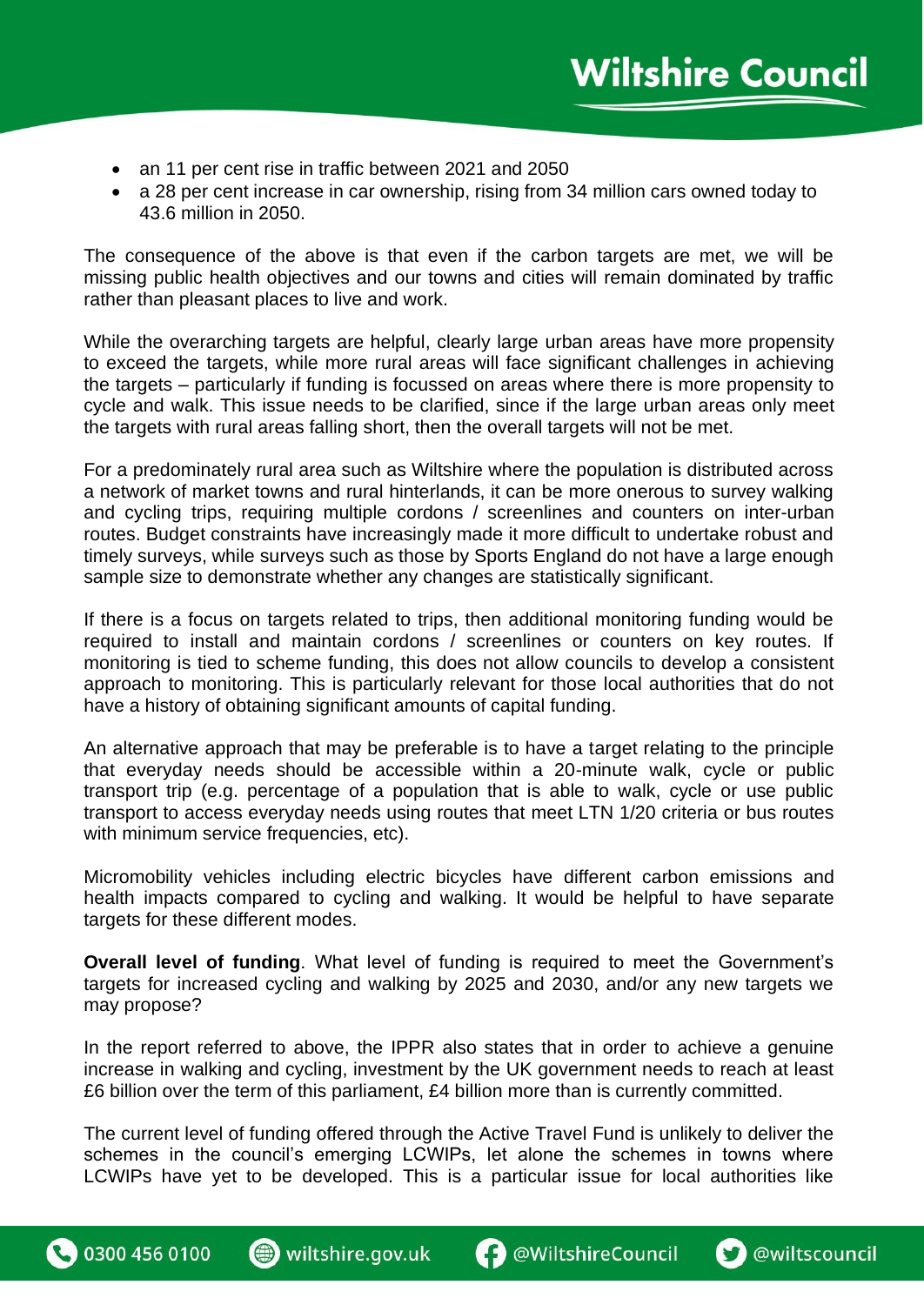- an 11 per cent rise in traffic between 2021 and 2050
- a 28 per cent increase in car ownership, rising from 34 million cars owned today to 43.6 million in 2050.

The consequence of the above is that even if the carbon targets are met, we will be missing public health objectives and our towns and cities will remain dominated by traffic rather than pleasant places to live and work.

While the overarching targets are helpful, clearly large urban areas have more propensity to exceed the targets, while more rural areas will face significant challenges in achieving the targets – particularly if funding is focussed on areas where there is more propensity to cycle and walk. This issue needs to be clarified, since if the large urban areas only meet the targets with rural areas falling short, then the overall targets will not be met.

For a predominately rural area such as Wiltshire where the population is distributed across a network of market towns and rural hinterlands, it can be more onerous to survey walking and cycling trips, requiring multiple cordons / screenlines and counters on inter-urban routes. Budget constraints have increasingly made it more difficult to undertake robust and timely surveys, while surveys such as those by Sports England do not have a large enough sample size to demonstrate whether any changes are statistically significant.

If there is a focus on targets related to trips, then additional monitoring funding would be required to install and maintain cordons / screenlines or counters on key routes. If monitoring is tied to scheme funding, this does not allow councils to develop a consistent approach to monitoring. This is particularly relevant for those local authorities that do not have a history of obtaining significant amounts of capital funding.

An alternative approach that may be preferable is to have a target relating to the principle that everyday needs should be accessible within a 20-minute walk, cycle or public transport trip (e.g. percentage of a population that is able to walk, cycle or use public transport to access everyday needs using routes that meet LTN 1/20 criteria or bus routes with minimum service frequencies, etc).

Micromobility vehicles including electric bicycles have different carbon emissions and health impacts compared to cycling and walking. It would be helpful to have separate targets for these different modes.

**Overall level of funding**. What level of funding is required to meet the Government's targets for increased cycling and walking by 2025 and 2030, and/or any new targets we may propose?

In the report referred to above, the IPPR also states that in order to achieve a genuine increase in walking and cycling, investment by the UK government needs to reach at least £6 billion over the term of this parliament, £4 billion more than is currently committed.

The current level of funding offered through the Active Travel Fund is unlikely to deliver the schemes in the council's emerging LCWIPs, let alone the schemes in towns where LCWIPs have yet to be developed. This is a particular issue for local authorities like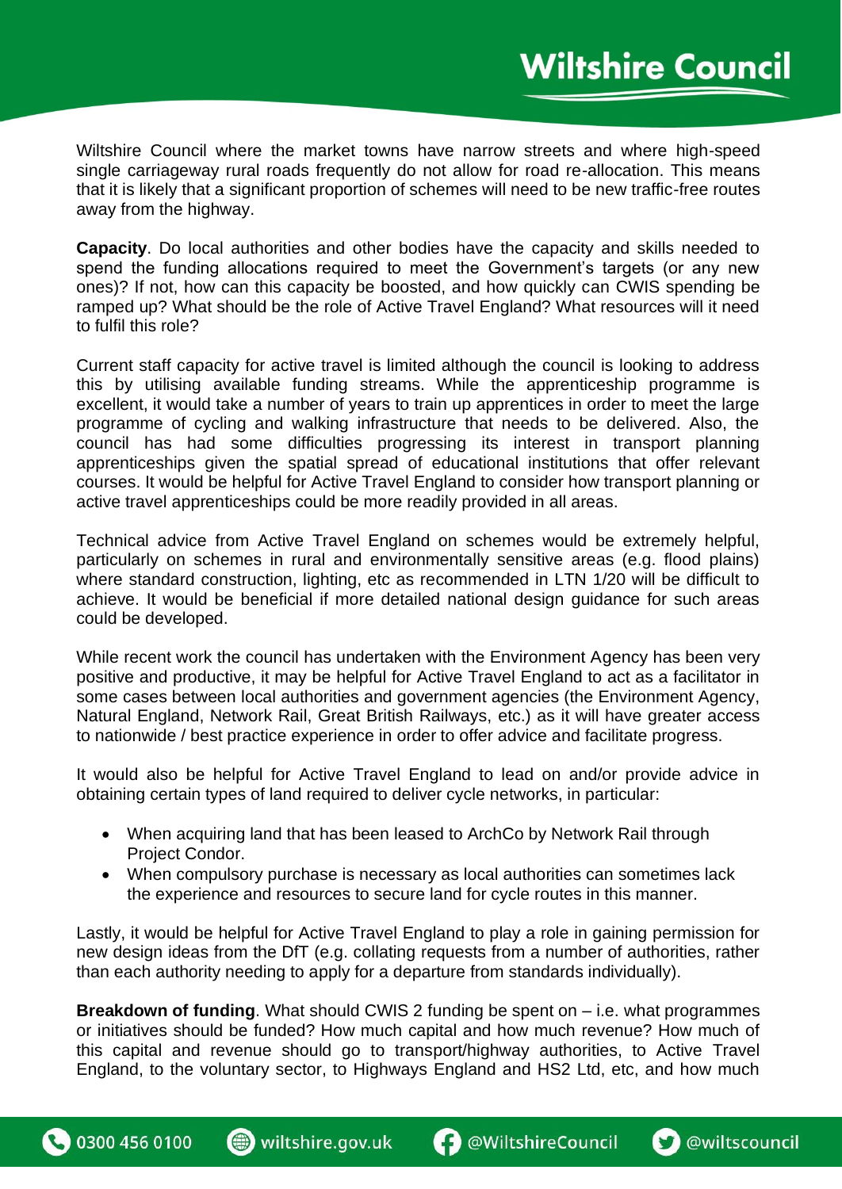Wiltshire Council where the market towns have narrow streets and where high-speed single carriageway rural roads frequently do not allow for road re-allocation. This means that it is likely that a significant proportion of schemes will need to be new traffic-free routes away from the highway.

**Capacity**. Do local authorities and other bodies have the capacity and skills needed to spend the funding allocations required to meet the Government's targets (or any new ones)? If not, how can this capacity be boosted, and how quickly can CWIS spending be ramped up? What should be the role of Active Travel England? What resources will it need to fulfil this role?

Current staff capacity for active travel is limited although the council is looking to address this by utilising available funding streams. While the apprenticeship programme is excellent, it would take a number of years to train up apprentices in order to meet the large programme of cycling and walking infrastructure that needs to be delivered. Also, the council has had some difficulties progressing its interest in transport planning apprenticeships given the spatial spread of educational institutions that offer relevant courses. It would be helpful for Active Travel England to consider how transport planning or active travel apprenticeships could be more readily provided in all areas.

Technical advice from Active Travel England on schemes would be extremely helpful, particularly on schemes in rural and environmentally sensitive areas (e.g. flood plains) where standard construction, lighting, etc as recommended in LTN 1/20 will be difficult to achieve. It would be beneficial if more detailed national design guidance for such areas could be developed.

While recent work the council has undertaken with the Environment Agency has been very positive and productive, it may be helpful for Active Travel England to act as a facilitator in some cases between local authorities and government agencies (the Environment Agency, Natural England, Network Rail, Great British Railways, etc.) as it will have greater access to nationwide / best practice experience in order to offer advice and facilitate progress.

It would also be helpful for Active Travel England to lead on and/or provide advice in obtaining certain types of land required to deliver cycle networks, in particular:

- When acquiring land that has been leased to ArchCo by Network Rail through Project Condor.
- When compulsory purchase is necessary as local authorities can sometimes lack the experience and resources to secure land for cycle routes in this manner.

Lastly, it would be helpful for Active Travel England to play a role in gaining permission for new design ideas from the DfT (e.g. collating requests from a number of authorities, rather than each authority needing to apply for a departure from standards individually).

**Breakdown of funding**. What should CWIS 2 funding be spent on – i.e. what programmes or initiatives should be funded? How much capital and how much revenue? How much of this capital and revenue should go to transport/highway authorities, to Active Travel England, to the voluntary sector, to Highways England and HS2 Ltd, etc, and how much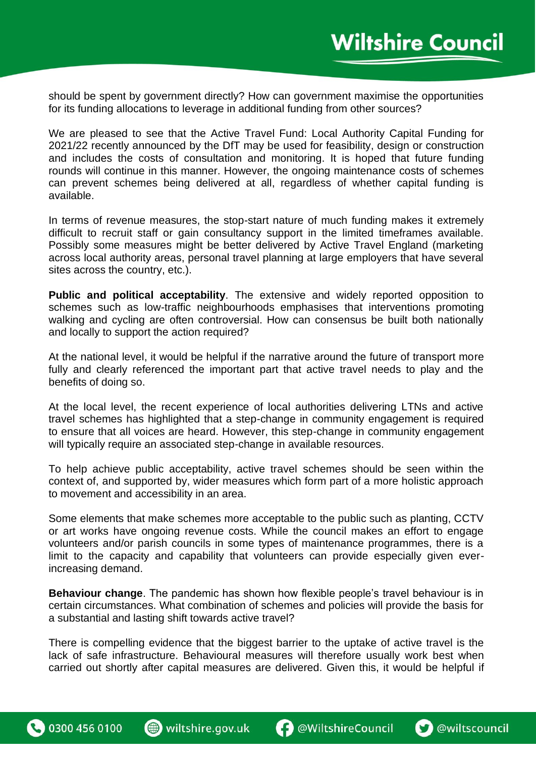should be spent by government directly? How can government maximise the opportunities for its funding allocations to leverage in additional funding from other sources?

We are pleased to see that the Active Travel Fund: Local Authority Capital Funding for 2021/22 recently announced by the DfT may be used for feasibility, design or construction and includes the costs of consultation and monitoring. It is hoped that future funding rounds will continue in this manner. However, the ongoing maintenance costs of schemes can prevent schemes being delivered at all, regardless of whether capital funding is available.

In terms of revenue measures, the stop-start nature of much funding makes it extremely difficult to recruit staff or gain consultancy support in the limited timeframes available. Possibly some measures might be better delivered by Active Travel England (marketing across local authority areas, personal travel planning at large employers that have several sites across the country, etc.).

**Public and political acceptability**. The extensive and widely reported opposition to schemes such as low-traffic neighbourhoods emphasises that interventions promoting walking and cycling are often controversial. How can consensus be built both nationally and locally to support the action required?

At the national level, it would be helpful if the narrative around the future of transport more fully and clearly referenced the important part that active travel needs to play and the benefits of doing so.

At the local level, the recent experience of local authorities delivering LTNs and active travel schemes has highlighted that a step-change in community engagement is required to ensure that all voices are heard. However, this step-change in community engagement will typically require an associated step-change in available resources.

To help achieve public acceptability, active travel schemes should be seen within the context of, and supported by, wider measures which form part of a more holistic approach to movement and accessibility in an area.

Some elements that make schemes more acceptable to the public such as planting, CCTV or art works have ongoing revenue costs. While the council makes an effort to engage volunteers and/or parish councils in some types of maintenance programmes, there is a limit to the capacity and capability that volunteers can provide especially given ever-increasing demand.

**Behaviour change**. The pandemic has shown how flexible people's travel behaviour is in certain circumstances. What combination of schemes and policies will provide the basis for a substantial and lasting shift towards active travel?

There is compelling evidence that the biggest barrier to the uptake of active travel is the lack of safe infrastructure. Behavioural measures will therefore usually work best when carried out shortly after capital measures are delivered. Given this, it would be helpful if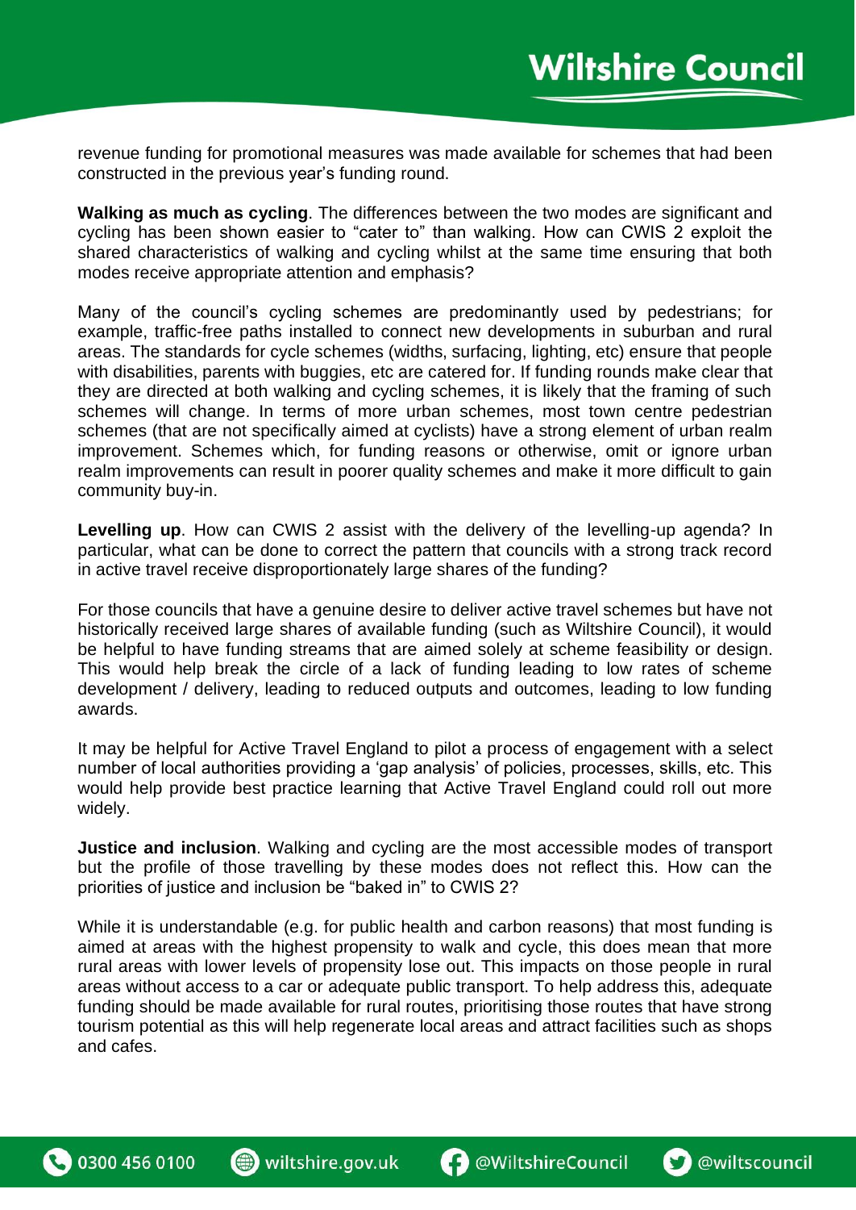revenue funding for promotional measures was made available for schemes that had been constructed in the previous year's funding round.

**Walking as much as cycling**. The differences between the two modes are significant and cycling has been shown easier to "cater to" than walking. How can CWIS 2 exploit the shared characteristics of walking and cycling whilst at the same time ensuring that both modes receive appropriate attention and emphasis?

Many of the council's cycling schemes are predominantly used by pedestrians; for example, traffic-free paths installed to connect new developments in suburban and rural areas. The standards for cycle schemes (widths, surfacing, lighting, etc) ensure that people with disabilities, parents with buggies, etc are catered for. If funding rounds make clear that they are directed at both walking and cycling schemes, it is likely that the framing of such schemes will change. In terms of more urban schemes, most town centre pedestrian schemes (that are not specifically aimed at cyclists) have a strong element of urban realm improvement. Schemes which, for funding reasons or otherwise, omit or ignore urban realm improvements can result in poorer quality schemes and make it more difficult to gain community buy-in.

**Levelling up**. How can CWIS 2 assist with the delivery of the levelling-up agenda? In particular, what can be done to correct the pattern that councils with a strong track record in active travel receive disproportionately large shares of the funding?

For those councils that have a genuine desire to deliver active travel schemes but have not historically received large shares of available funding (such as Wiltshire Council), it would be helpful to have funding streams that are aimed solely at scheme feasibility or design. This would help break the circle of a lack of funding leading to low rates of scheme development / delivery, leading to reduced outputs and outcomes, leading to low funding awards.

It may be helpful for Active Travel England to pilot a process of engagement with a select number of local authorities providing a 'gap analysis' of policies, processes, skills, etc. This would help provide best practice learning that Active Travel England could roll out more widely.

**Justice and inclusion**. Walking and cycling are the most accessible modes of transport but the profile of those travelling by these modes does not reflect this. How can the priorities of justice and inclusion be "baked in" to CWIS 2?

While it is understandable (e.g. for public health and carbon reasons) that most funding is aimed at areas with the highest propensity to walk and cycle, this does mean that more rural areas with lower levels of propensity lose out. This impacts on those people in rural areas without access to a car or adequate public transport. To help address this, adequate funding should be made available for rural routes, prioritising those routes that have strong tourism potential as this will help regenerate local areas and attract facilities such as shops and cafes.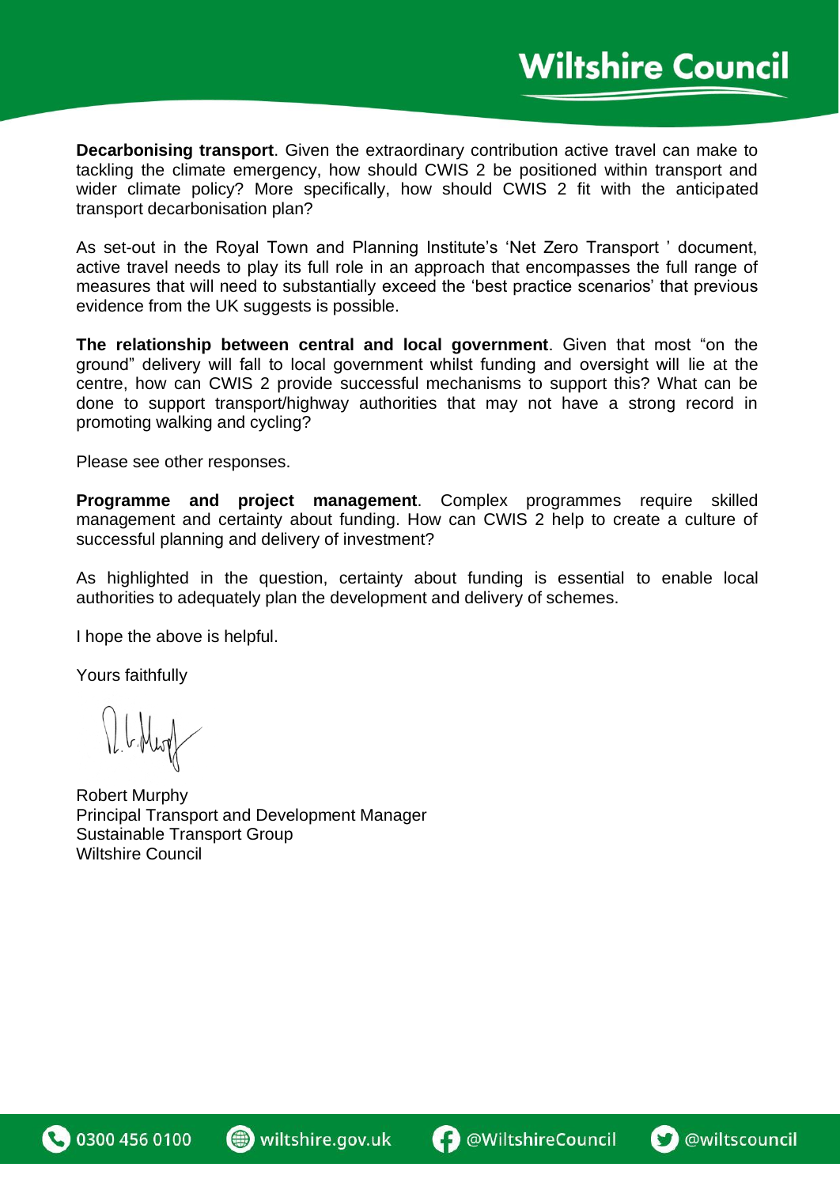**Decarbonising transport**. Given the extraordinary contribution active travel can make to tackling the climate emergency, how should CWIS 2 be positioned within transport and wider climate policy? More specifically, how should CWIS 2 fit with the anticipated transport decarbonisation plan?

As set-out in the Royal Town and Planning Institute's 'Net Zero Transport ' document, active travel needs to play its full role in an approach that encompasses the full range of measures that will need to substantially exceed the 'best practice scenarios' that previous evidence from the UK suggests is possible.

**The relationship between central and local government**. Given that most "on the ground" delivery will fall to local government whilst funding and oversight will lie at the centre, how can CWIS 2 provide successful mechanisms to support this? What can be done to support transport/highway authorities that may not have a strong record in promoting walking and cycling?

Please see other responses.

**Programme and project management**. Complex programmes require skilled management and certainty about funding. How can CWIS 2 help to create a culture of successful planning and delivery of investment?

As highlighted in the question, certainty about funding is essential to enable local authorities to adequately plan the development and delivery of schemes.

I hope the above is helpful.

Yours faithfully

Robert Murphy
Principal Transport and Development Manager
Sustainable Transport Group
Wiltshire Council